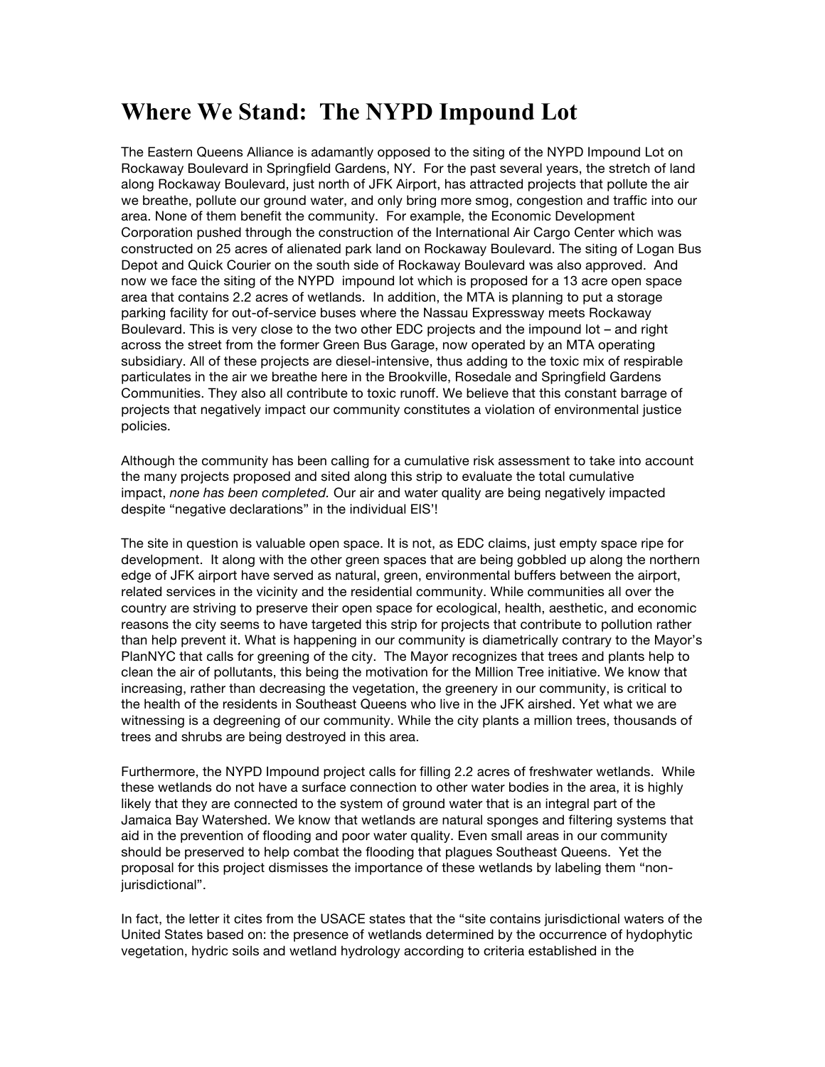# Where We Stand: The NYPD Impound Lot

The Eastern Queens Alliance is adamantly opposed to the siting of the NYPD Impound Lot on Rockaway Boulevard in Springfield Gardens, NY. For the past several years, the stretch of land along Rockaway Boulevard, just north of JFK Airport, has attracted projects that pollute the air we breathe, pollute our ground water, and only bring more smog, congestion and traffic into our area. None of them benefit the community. For example, the Economic Development Corporation pushed through the construction of the International Air Cargo Center which was constructed on 25 acres of alienated park land on Rockaway Boulevard. The siting of Logan Bus Depot and Quick Courier on the south side of Rockaway Boulevard was also approved. And now we face the siting of the NYPD impound lot which is proposed for a 13 acre open space area that contains 2.2 acres of wetlands. In addition, the MTA is planning to put a storage parking facility for out-of-service buses where the Nassau Expressway meets Rockaway Boulevard. This is very close to the two other EDC projects and the impound lot – and right across the street from the former Green Bus Garage, now operated by an MTA operating subsidiary. All of these projects are diesel-intensive, thus adding to the toxic mix of respirable particulates in the air we breathe here in the Brookville, Rosedale and Springfield Gardens Communities. They also all contribute to toxic runoff. We believe that this constant barrage of projects that negatively impact our community constitutes a violation of environmental justice policies.

Although the community has been calling for a cumulative risk assessment to take into account the many projects proposed and sited along this strip to evaluate the total cumulative impact, *none has been completed.* Our air and water quality are being negatively impacted despite "negative declarations" in the individual EIS'!

The site in question is valuable open space. It is not, as EDC claims, just empty space ripe for development. It along with the other green spaces that are being gobbled up along the northern edge of JFK airport have served as natural, green, environmental buffers between the airport, related services in the vicinity and the residential community. While communities all over the country are striving to preserve their open space for ecological, health, aesthetic, and economic reasons the city seems to have targeted this strip for projects that contribute to pollution rather than help prevent it. What is happening in our community is diametrically contrary to the Mayor's PlanNYC that calls for greening of the city. The Mayor recognizes that trees and plants help to clean the air of pollutants, this being the motivation for the Million Tree initiative. We know that increasing, rather than decreasing the vegetation, the greenery in our community, is critical to the health of the residents in Southeast Queens who live in the JFK airshed. Yet what we are witnessing is a degreening of our community. While the city plants a million trees, thousands of trees and shrubs are being destroyed in this area.

Furthermore, the NYPD Impound project calls for filling 2.2 acres of freshwater wetlands. While these wetlands do not have a surface connection to other water bodies in the area, it is highly likely that they are connected to the system of ground water that is an integral part of the Jamaica Bay Watershed. We know that wetlands are natural sponges and filtering systems that aid in the prevention of flooding and poor water quality. Even small areas in our community should be preserved to help combat the flooding that plagues Southeast Queens. Yet the proposal for this project dismisses the importance of these wetlands by labeling them "non-jurisdictional".

In fact, the letter it cites from the USACE states that the "site contains jurisdictional waters of the United States based on: the presence of wetlands determined by the occurrence of hydophytic vegetation, hydric soils and wetland hydrology according to criteria established in the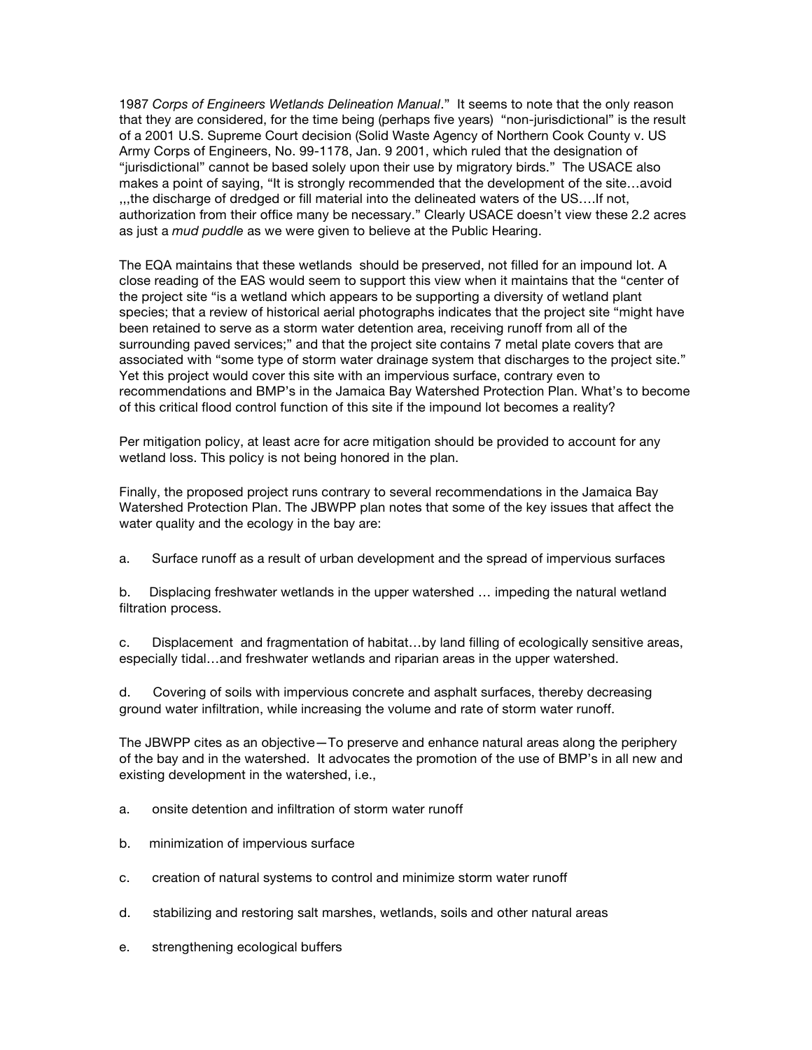1987 *Corps of Engineers Wetlands Delineation Manual*." It seems to note that the only reason that they are considered, for the time being (perhaps five years) "non-jurisdictional" is the result of a 2001 U.S. Supreme Court decision (Solid Waste Agency of Northern Cook County v. US Army Corps of Engineers, No. 99-1178, Jan. 9 2001, which ruled that the designation of "jurisdictional" cannot be based solely upon their use by migratory birds." The USACE also makes a point of saying, "It is strongly recommended that the development of the site…avoid ,,,the discharge of dredged or fill material into the delineated waters of the US….If not, authorization from their office many be necessary." Clearly USACE doesn't view these 2.2 acres as just a *mud puddle* as we were given to believe at the Public Hearing.

The EQA maintains that these wetlands should be preserved, not filled for an impound lot. A close reading of the EAS would seem to support this view when it maintains that the "center of the project site "is a wetland which appears to be supporting a diversity of wetland plant species; that a review of historical aerial photographs indicates that the project site "might have been retained to serve as a storm water detention area, receiving runoff from all of the surrounding paved services;" and that the project site contains 7 metal plate covers that are associated with "some type of storm water drainage system that discharges to the project site." Yet this project would cover this site with an impervious surface, contrary even to recommendations and BMP's in the Jamaica Bay Watershed Protection Plan. What's to become of this critical flood control function of this site if the impound lot becomes a reality?

Per mitigation policy, at least acre for acre mitigation should be provided to account for any wetland loss. This policy is not being honored in the plan.

Finally, the proposed project runs contrary to several recommendations in the Jamaica Bay Watershed Protection Plan. The JBWPP plan notes that some of the key issues that affect the water quality and the ecology in the bay are:

a. Surface runoff as a result of urban development and the spread of impervious surfaces

b. Displacing freshwater wetlands in the upper watershed … impeding the natural wetland filtration process.

c. Displacement and fragmentation of habitat…by land filling of ecologically sensitive areas, especially tidal…and freshwater wetlands and riparian areas in the upper watershed.

d. Covering of soils with impervious concrete and asphalt surfaces, thereby decreasing ground water infiltration, while increasing the volume and rate of storm water runoff.

The JBWPP cites as an objective—To preserve and enhance natural areas along the periphery of the bay and in the watershed. It advocates the promotion of the use of BMP's in all new and existing development in the watershed, i.e.,

a. onsite detention and infiltration of storm water runoff

b. minimization of impervious surface

c. creation of natural systems to control and minimize storm water runoff

d. stabilizing and restoring salt marshes, wetlands, soils and other natural areas

e. strengthening ecological buffers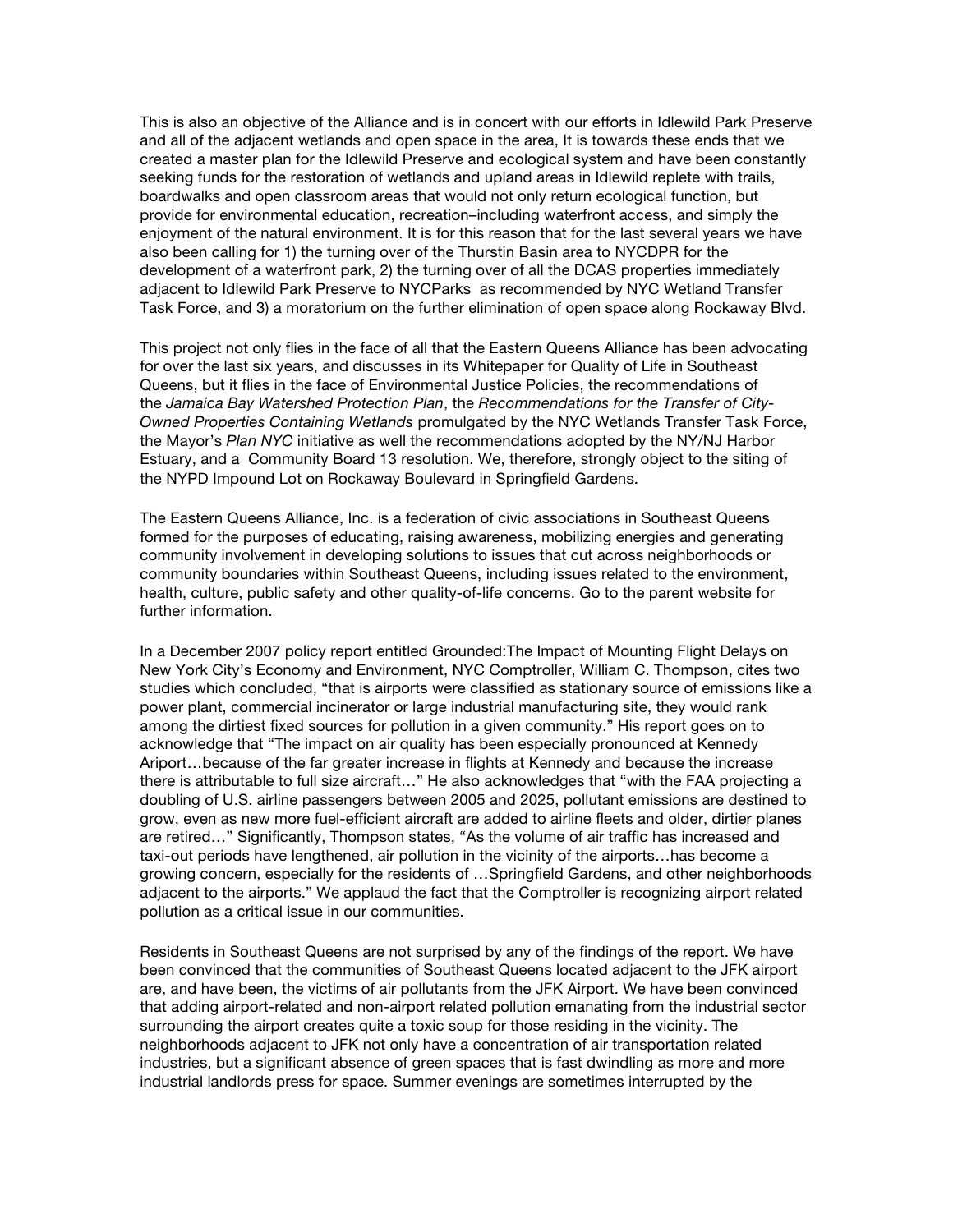This is also an objective of the Alliance and is in concert with our efforts in Idlewild Park Preserve and all of the adjacent wetlands and open space in the area, It is towards these ends that we created a master plan for the Idlewild Preserve and ecological system and have been constantly seeking funds for the restoration of wetlands and upland areas in Idlewild replete with trails, boardwalks and open classroom areas that would not only return ecological function, but provide for environmental education, recreation–including waterfront access, and simply the enjoyment of the natural environment. It is for this reason that for the last several years we have also been calling for 1) the turning over of the Thurstin Basin area to NYCDPR for the development of a waterfront park, 2) the turning over of all the DCAS properties immediately adjacent to Idlewild Park Preserve to NYCParks as recommended by NYC Wetland Transfer Task Force, and 3) a moratorium on the further elimination of open space along Rockaway Blvd.

This project not only flies in the face of all that the Eastern Queens Alliance has been advocating for over the last six years, and discusses in its Whitepaper for Quality of Life in Southeast Queens, but it flies in the face of Environmental Justice Policies, the recommendations of the *Jamaica Bay Watershed Protection Plan*, the *Recommendations for the Transfer of City-Owned Properties Containing Wetlands* promulgated by the NYC Wetlands Transfer Task Force, the Mayor's *Plan NYC* initiative as well the recommendations adopted by the NY/NJ Harbor Estuary, and a Community Board 13 resolution. We, therefore, strongly object to the siting of the NYPD Impound Lot on Rockaway Boulevard in Springfield Gardens.

The Eastern Queens Alliance, Inc. is a federation of civic associations in Southeast Queens formed for the purposes of educating, raising awareness, mobilizing energies and generating community involvement in developing solutions to issues that cut across neighborhoods or community boundaries within Southeast Queens, including issues related to the environment, health, culture, public safety and other quality-of-life concerns. Go to the parent website for further information.

In a December 2007 policy report entitled Grounded:The Impact of Mounting Flight Delays on New York City's Economy and Environment, NYC Comptroller, William C. Thompson, cites two studies which concluded, "that is airports were classified as stationary source of emissions like a power plant, commercial incinerator or large industrial manufacturing site, they would rank among the dirtiest fixed sources for pollution in a given community." His report goes on to acknowledge that "The impact on air quality has been especially pronounced at Kennedy Ariport…because of the far greater increase in flights at Kennedy and because the increase there is attributable to full size aircraft…" He also acknowledges that "with the FAA projecting a doubling of U.S. airline passengers between 2005 and 2025, pollutant emissions are destined to grow, even as new more fuel-efficient aircraft are added to airline fleets and older, dirtier planes are retired…" Significantly, Thompson states, "As the volume of air traffic has increased and taxi-out periods have lengthened, air pollution in the vicinity of the airports…has become a growing concern, especially for the residents of …Springfield Gardens, and other neighborhoods adjacent to the airports." We applaud the fact that the Comptroller is recognizing airport related pollution as a critical issue in our communities.

Residents in Southeast Queens are not surprised by any of the findings of the report. We have been convinced that the communities of Southeast Queens located adjacent to the JFK airport are, and have been, the victims of air pollutants from the JFK Airport. We have been convinced that adding airport-related and non-airport related pollution emanating from the industrial sector surrounding the airport creates quite a toxic soup for those residing in the vicinity. The neighborhoods adjacent to JFK not only have a concentration of air transportation related industries, but a significant absence of green spaces that is fast dwindling as more and more industrial landlords press for space. Summer evenings are sometimes interrupted by the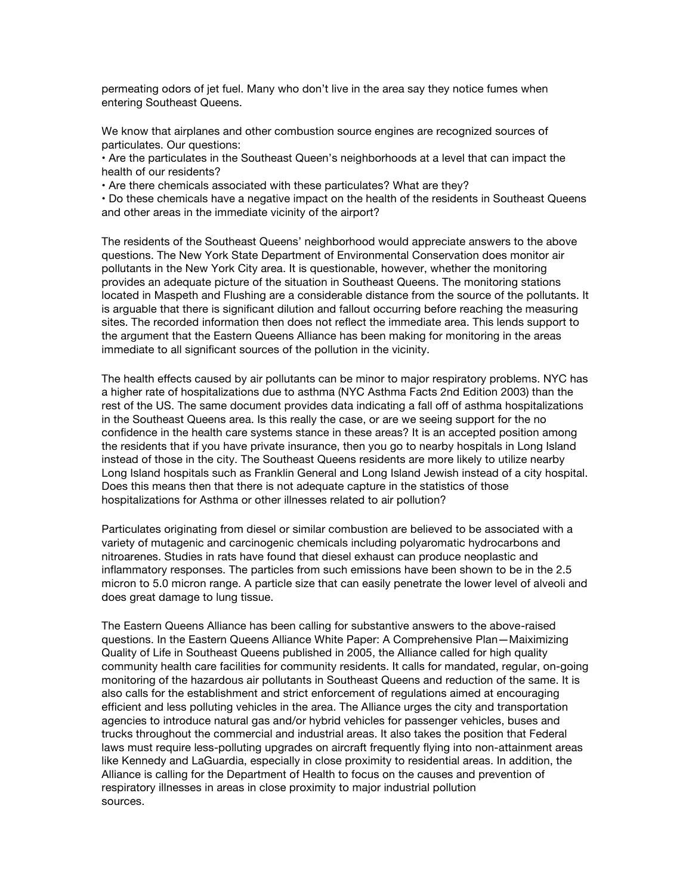permeating odors of jet fuel. Many who don't live in the area say they notice fumes when entering Southeast Queens.

We know that airplanes and other combustion source engines are recognized sources of particulates. Our questions:

• Are the particulates in the Southeast Queen's neighborhoods at a level that can impact the health of our residents?

• Are there chemicals associated with these particulates? What are they?

• Do these chemicals have a negative impact on the health of the residents in Southeast Queens and other areas in the immediate vicinity of the airport?

The residents of the Southeast Queens' neighborhood would appreciate answers to the above questions. The New York State Department of Environmental Conservation does monitor air pollutants in the New York City area. It is questionable, however, whether the monitoring provides an adequate picture of the situation in Southeast Queens. The monitoring stations located in Maspeth and Flushing are a considerable distance from the source of the pollutants. It is arguable that there is significant dilution and fallout occurring before reaching the measuring sites. The recorded information then does not reflect the immediate area. This lends support to the argument that the Eastern Queens Alliance has been making for monitoring in the areas immediate to all significant sources of the pollution in the vicinity.

The health effects caused by air pollutants can be minor to major respiratory problems. NYC has a higher rate of hospitalizations due to asthma (NYC Asthma Facts 2nd Edition 2003) than the rest of the US. The same document provides data indicating a fall off of asthma hospitalizations in the Southeast Queens area. Is this really the case, or are we seeing support for the no confidence in the health care systems stance in these areas? It is an accepted position among the residents that if you have private insurance, then you go to nearby hospitals in Long Island instead of those in the city. The Southeast Queens residents are more likely to utilize nearby Long Island hospitals such as Franklin General and Long Island Jewish instead of a city hospital. Does this means then that there is not adequate capture in the statistics of those hospitalizations for Asthma or other illnesses related to air pollution?

Particulates originating from diesel or similar combustion are believed to be associated with a variety of mutagenic and carcinogenic chemicals including polyaromatic hydrocarbons and nitroarenes. Studies in rats have found that diesel exhaust can produce neoplastic and inflammatory responses. The particles from such emissions have been shown to be in the 2.5 micron to 5.0 micron range. A particle size that can easily penetrate the lower level of alveoli and does great damage to lung tissue.

The Eastern Queens Alliance has been calling for substantive answers to the above-raised questions. In the Eastern Queens Alliance White Paper: A Comprehensive Plan—Maiximizing Quality of Life in Southeast Queens published in 2005, the Alliance called for high quality community health care facilities for community residents. It calls for mandated, regular, on-going monitoring of the hazardous air pollutants in Southeast Queens and reduction of the same. It is also calls for the establishment and strict enforcement of regulations aimed at encouraging efficient and less polluting vehicles in the area. The Alliance urges the city and transportation agencies to introduce natural gas and/or hybrid vehicles for passenger vehicles, buses and trucks throughout the commercial and industrial areas. It also takes the position that Federal laws must require less-polluting upgrades on aircraft frequently flying into non-attainment areas like Kennedy and LaGuardia, especially in close proximity to residential areas. In addition, the Alliance is calling for the Department of Health to focus on the causes and prevention of respiratory illnesses in areas in close proximity to major industrial pollution sources.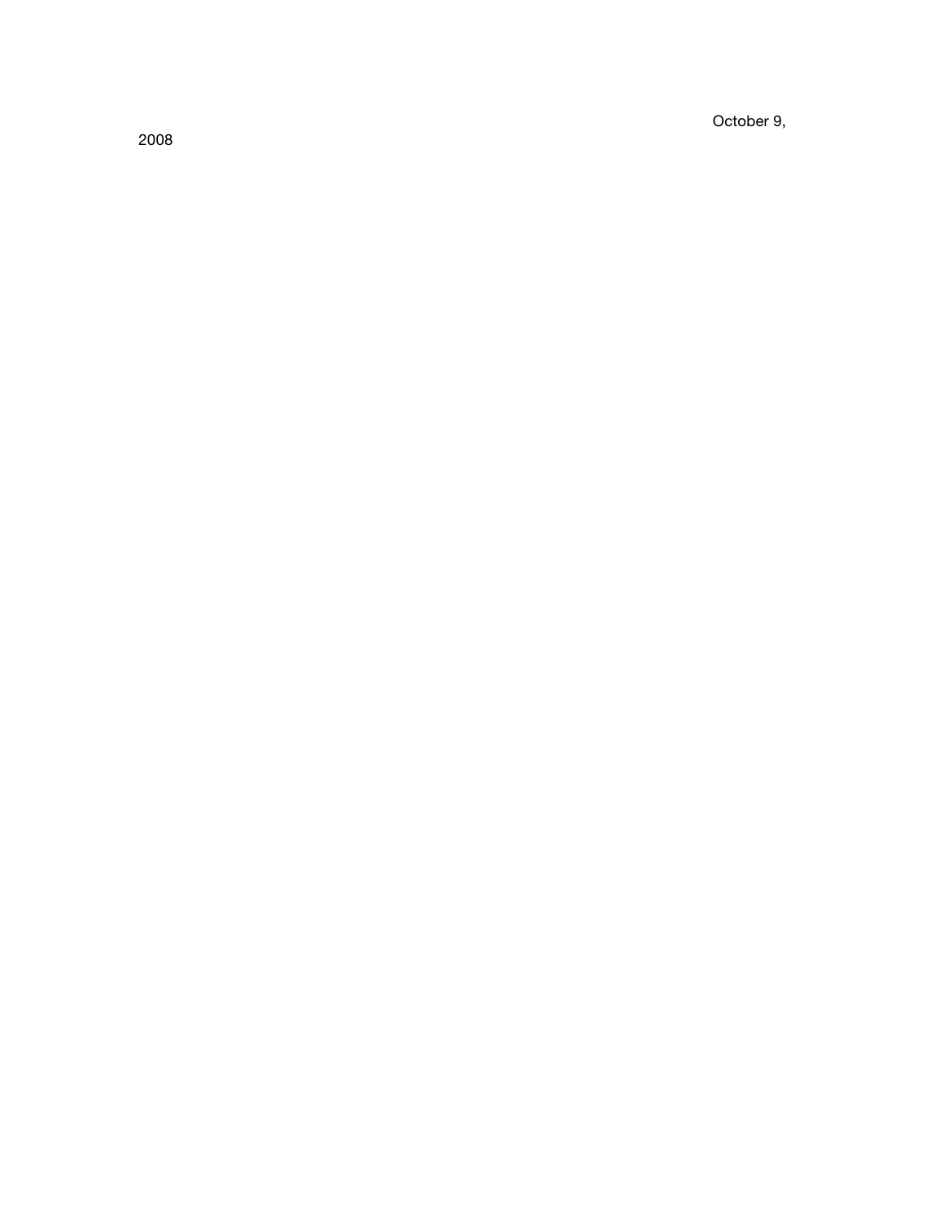October 9, 2008